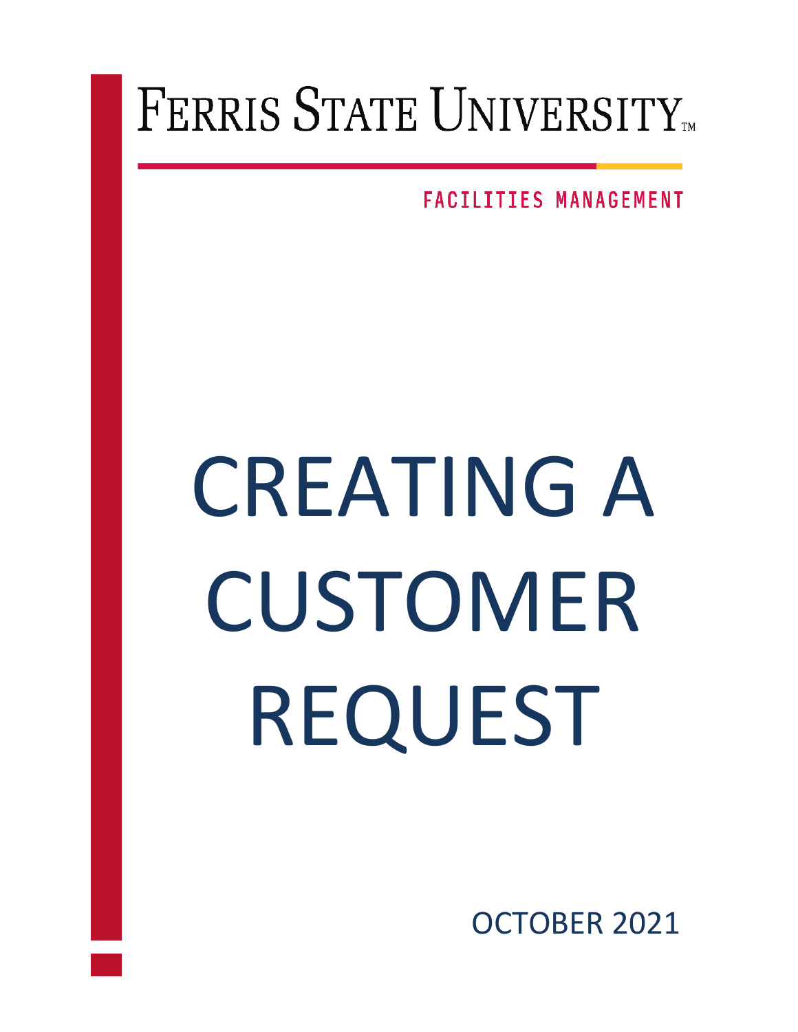# FERRIS STATE UNIVERSITY™

FACILITIES MANAGEMENT

# CREATING A CUSTOMER REQUEST

OCTOBER 2021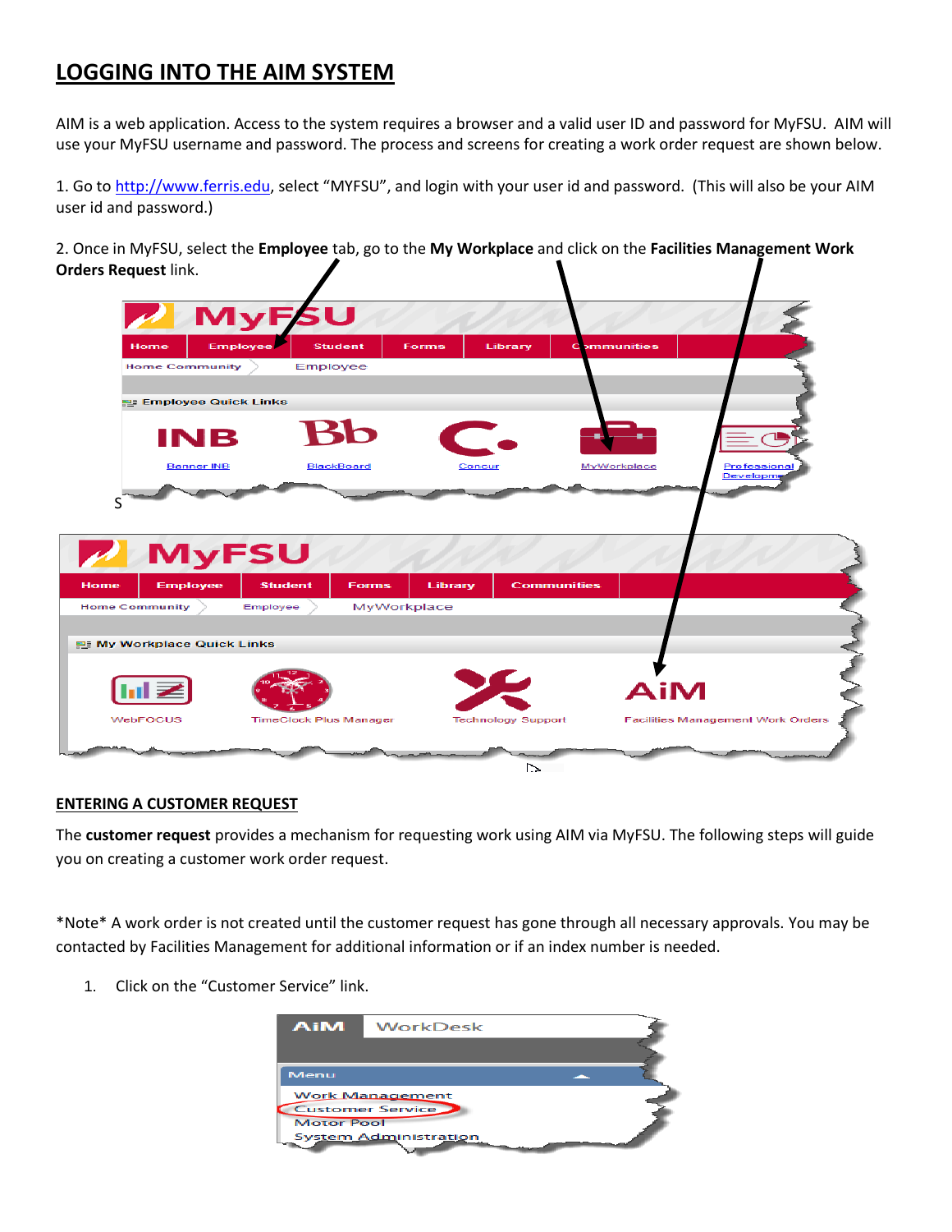# LOGGING INTO THE AIM SYSTEM

AIM is a web application. Access to the system requires a browser and a valid user ID and password for MyFSU. AIM will use your MyFSU username and password. The process and screens for creating a work order request are shown below.

1. Go to http://www.ferris.edu, select "MYFSU", and login with your user id and password. (This will also be your AIM user id and password.)

2. Once in MyFSU, select the **Employee** tab, go to the **My Workplace** and click on the **Facilities Management Work Orders Request** link.

## ENTERING A CUSTOMER REQUEST

The **customer request** provides a mechanism for requesting work using AIM via MyFSU. The following steps will guide you on creating a customer work order request.

*Note* A work order is not created until the customer request has gone through all necessary approvals. You may be contacted by Facilities Management for additional information or if an index number is needed.

1. Click on the "Customer Service" link.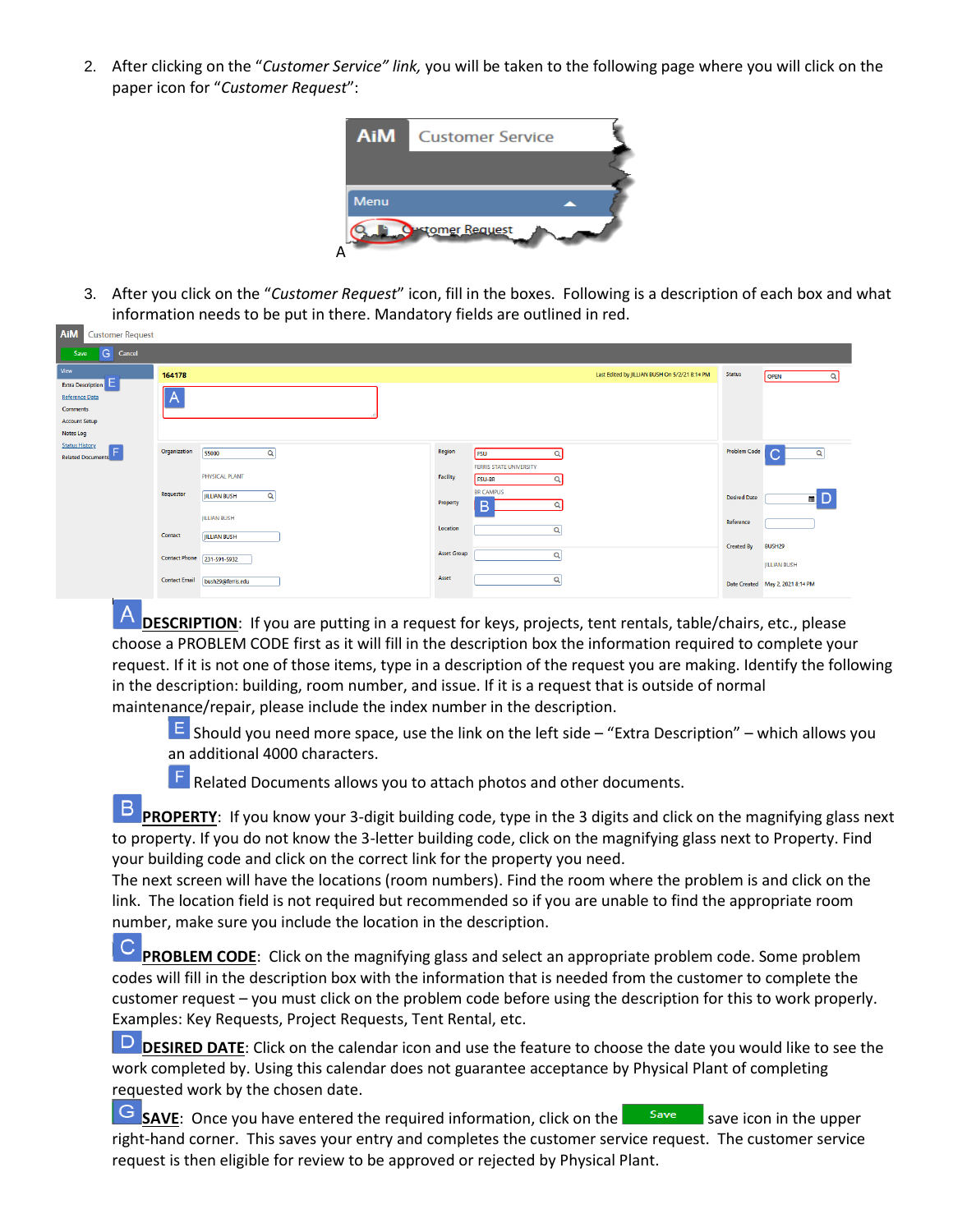2. After clicking on the "*Customer Service" link,* you will be taken to the following page where you will click on the paper icon for "*Customer Request*":

3. After you click on the "*Customer Request*" icon, fill in the boxes. Following is a description of each box and what information needs to be put in there. Mandatory fields are outlined in red.

A **DESCRIPTION**: If you are putting in a request for keys, projects, tent rentals, table/chairs, etc., please choose a PROBLEM CODE first as it will fill in the description box the information required to complete your request. If it is not one of those items, type in a description of the request you are making. Identify the following in the description: building, room number, and issue. If it is a request that is outside of normal maintenance/repair, please include the index number in the description.

E Should you need more space, use the link on the left side – "Extra Description" – which allows you an additional 4000 characters.

F Related Documents allows you to attach photos and other documents.

B **PROPERTY**: If you know your 3-digit building code, type in the 3 digits and click on the magnifying glass next to property. If you do not know the 3-letter building code, click on the magnifying glass next to Property. Find your building code and click on the correct link for the property you need.
The next screen will have the locations (room numbers). Find the room where the problem is and click on the link. The location field is not required but recommended so if you are unable to find the appropriate room number, make sure you include the location in the description.

C **PROBLEM CODE**: Click on the magnifying glass and select an appropriate problem code. Some problem codes will fill in the description box with the information that is needed from the customer to complete the customer request – you must click on the problem code before using the description for this to work properly. Examples: Key Requests, Project Requests, Tent Rental, etc.

D **DESIRED DATE**: Click on the calendar icon and use the feature to choose the date you would like to see the work completed by. Using this calendar does not guarantee acceptance by Physical Plant of completing requested work by the chosen date.

G **SAVE**: Once you have entered the required information, click on the Save save icon in the upper right-hand corner. This saves your entry and completes the customer service request. The customer service request is then eligible for review to be approved or rejected by Physical Plant.